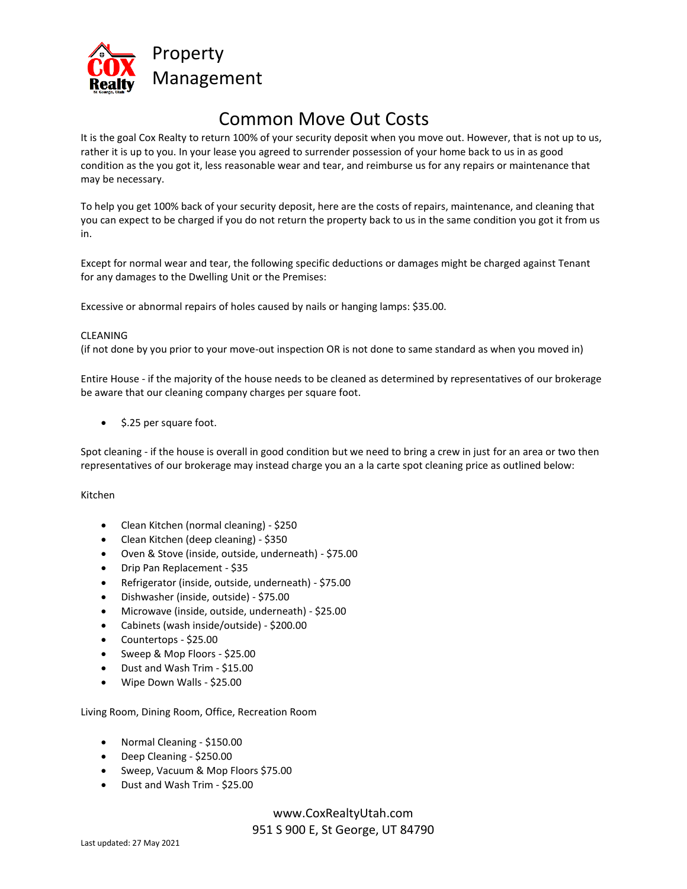Property Management

# Common Move Out Costs

It is the goal Cox Realty to return 100% of your security deposit when you move out. However, that is not up to us, rather it is up to you. In your lease you agreed to surrender possession of your home back to us in as good condition as the you got it, less reasonable wear and tear, and reimburse us for any repairs or maintenance that may be necessary.

To help you get 100% back of your security deposit, here are the costs of repairs, maintenance, and cleaning that you can expect to be charged if you do not return the property back to us in the same condition you got it from us in.

Except for normal wear and tear, the following specific deductions or damages might be charged against Tenant for any damages to the Dwelling Unit or the Premises:

Excessive or abnormal repairs of holes caused by nails or hanging lamps: $35.00.

CLEANING
(if not done by you prior to your move-out inspection OR is not done to same standard as when you moved in)

Entire House - if the majority of the house needs to be cleaned as determined by representatives of our brokerage be aware that our cleaning company charges per square foot.

- $.25 per square foot.

Spot cleaning - if the house is overall in good condition but we need to bring a crew in just for an area or two then representatives of our brokerage may instead charge you an a la carte spot cleaning price as outlined below:

Kitchen

- Clean Kitchen (normal cleaning) - $250
- Clean Kitchen (deep cleaning) - $350
- Oven & Stove (inside, outside, underneath) - $75.00
- Drip Pan Replacement - $35
- Refrigerator (inside, outside, underneath) - $75.00
- Dishwasher (inside, outside) - $75.00
- Microwave (inside, outside, underneath) - $25.00
- Cabinets (wash inside/outside) - $200.00
- Countertops - $25.00
- Sweep & Mop Floors - $25.00
- Dust and Wash Trim - $15.00
- Wipe Down Walls - $25.00

Living Room, Dining Room, Office, Recreation Room

- Normal Cleaning - $150.00
- Deep Cleaning - $250.00
- Sweep, Vacuum & Mop Floors $75.00
- Dust and Wash Trim - $25.00

www.CoxRealtyUtah.com
951 S 900 E, St George, UT 84790

Last updated: 27 May 2021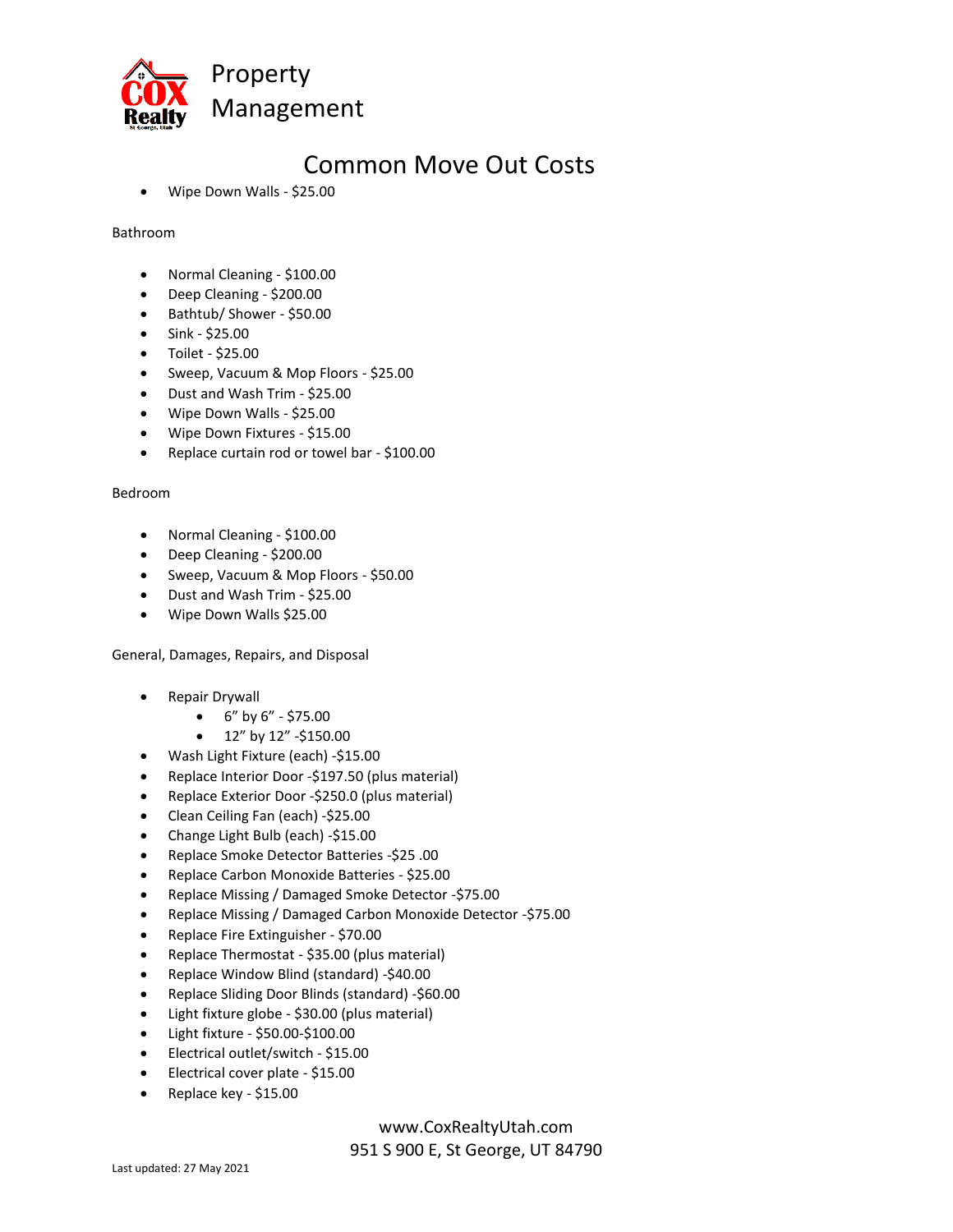# Common Move Out Costs

- Wipe Down Walls - $25.00

Bathroom

- Normal Cleaning - $100.00
- Deep Cleaning - $200.00
- Bathtub/ Shower - $50.00
- Sink - $25.00
- Toilet - $25.00
- Sweep, Vacuum & Mop Floors - $25.00
- Dust and Wash Trim - $25.00
- Wipe Down Walls - $25.00
- Wipe Down Fixtures - $15.00
- Replace curtain rod or towel bar - $100.00

Bedroom

- Normal Cleaning - $100.00
- Deep Cleaning - $200.00
- Sweep, Vacuum & Mop Floors - $50.00
- Dust and Wash Trim - $25.00
- Wipe Down Walls $25.00

General, Damages, Repairs, and Disposal

- Repair Drywall
  - 6" by 6" - $75.00
  - 12" by 12" -$150.00
- Wash Light Fixture (each) -$15.00
- Replace Interior Door -$197.50 (plus material)
- Replace Exterior Door -$250.0 (plus material)
- Clean Ceiling Fan (each) -$25.00
- Change Light Bulb (each) -$15.00
- Replace Smoke Detector Batteries -$25 .00
- Replace Carbon Monoxide Batteries - $25.00
- Replace Missing / Damaged Smoke Detector -$75.00
- Replace Missing / Damaged Carbon Monoxide Detector -$75.00
- Replace Fire Extinguisher - $70.00
- Replace Thermostat - $35.00 (plus material)
- Replace Window Blind (standard) -$40.00
- Replace Sliding Door Blinds (standard) -$60.00
- Light fixture globe - $30.00 (plus material)
- Light fixture - $50.00-$100.00
- Electrical outlet/switch - $15.00
- Electrical cover plate - $15.00
- Replace key - $15.00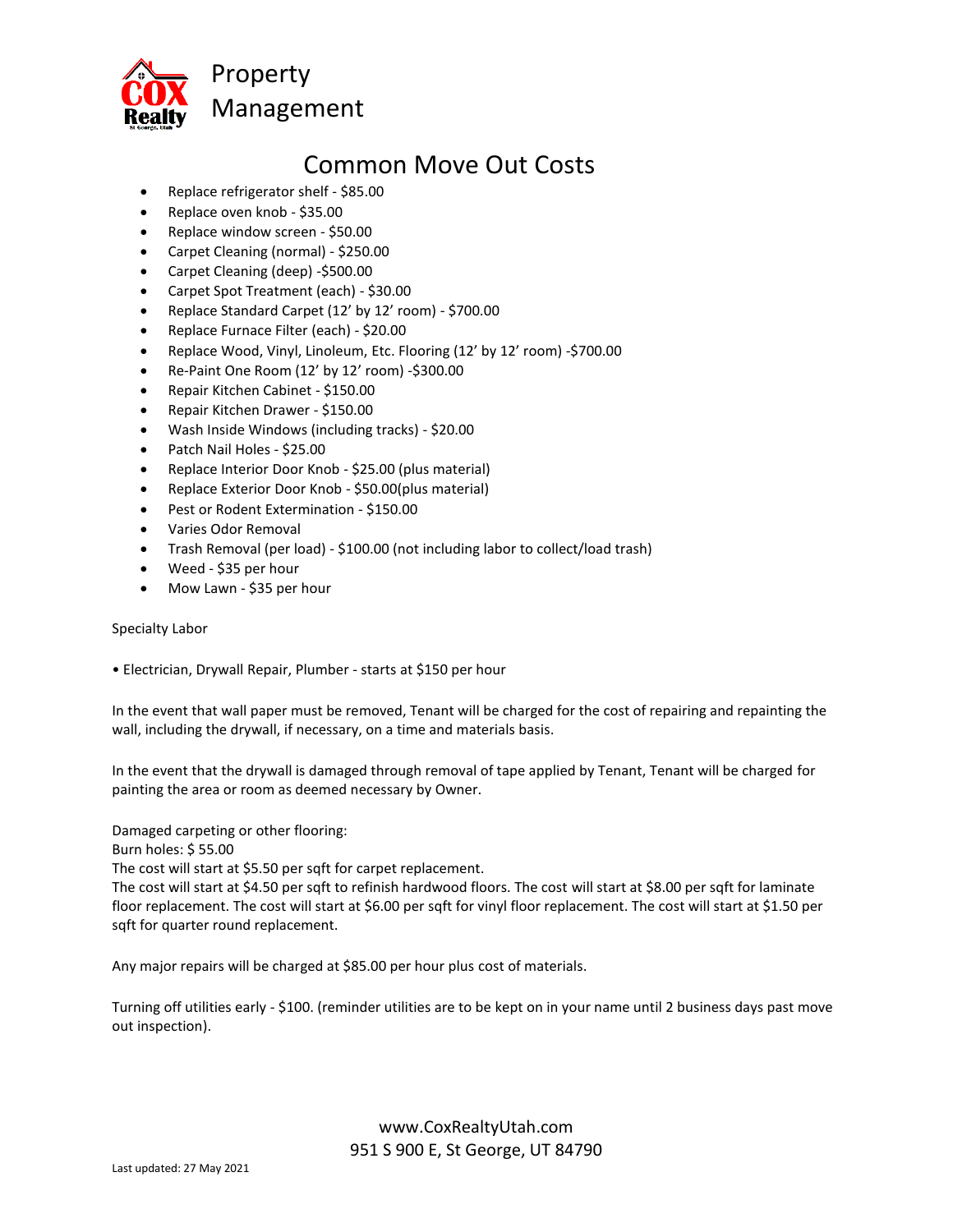Property Management

# Common Move Out Costs

- Replace refrigerator shelf - $85.00
- Replace oven knob - $35.00
- Replace window screen - $50.00
- Carpet Cleaning (normal) - $250.00
- Carpet Cleaning (deep) -$500.00
- Carpet Spot Treatment (each) - $30.00
- Replace Standard Carpet (12' by 12' room) - $700.00
- Replace Furnace Filter (each) - $20.00
- Replace Wood, Vinyl, Linoleum, Etc. Flooring (12' by 12' room) -$700.00
- Re-Paint One Room (12' by 12' room) -$300.00
- Repair Kitchen Cabinet - $150.00
- Repair Kitchen Drawer - $150.00
- Wash Inside Windows (including tracks) - $20.00
- Patch Nail Holes - $25.00
- Replace Interior Door Knob - $25.00 (plus material)
- Replace Exterior Door Knob - $50.00(plus material)
- Pest or Rodent Extermination - $150.00
- Varies Odor Removal
- Trash Removal (per load) - $100.00 (not including labor to collect/load trash)
- Weed - $35 per hour
- Mow Lawn - $35 per hour

Specialty Labor

- Electrician, Drywall Repair, Plumber - starts at $150 per hour

In the event that wall paper must be removed, Tenant will be charged for the cost of repairing and repainting the wall, including the drywall, if necessary, on a time and materials basis.

In the event that the drywall is damaged through removal of tape applied by Tenant, Tenant will be charged for painting the area or room as deemed necessary by Owner.

Damaged carpeting or other flooring:
Burn holes: $ 55.00
The cost will start at $5.50 per sqft for carpet replacement.
The cost will start at $4.50 per sqft to refinish hardwood floors. The cost will start at $8.00 per sqft for laminate floor replacement. The cost will start at $6.00 per sqft for vinyl floor replacement. The cost will start at $1.50 per sqft for quarter round replacement.

Any major repairs will be charged at $85.00 per hour plus cost of materials.

Turning off utilities early - $100. (reminder utilities are to be kept on in your name until 2 business days past move out inspection).

www.CoxRealtyUtah.com
951 S 900 E, St George, UT 84790

Last updated: 27 May 2021